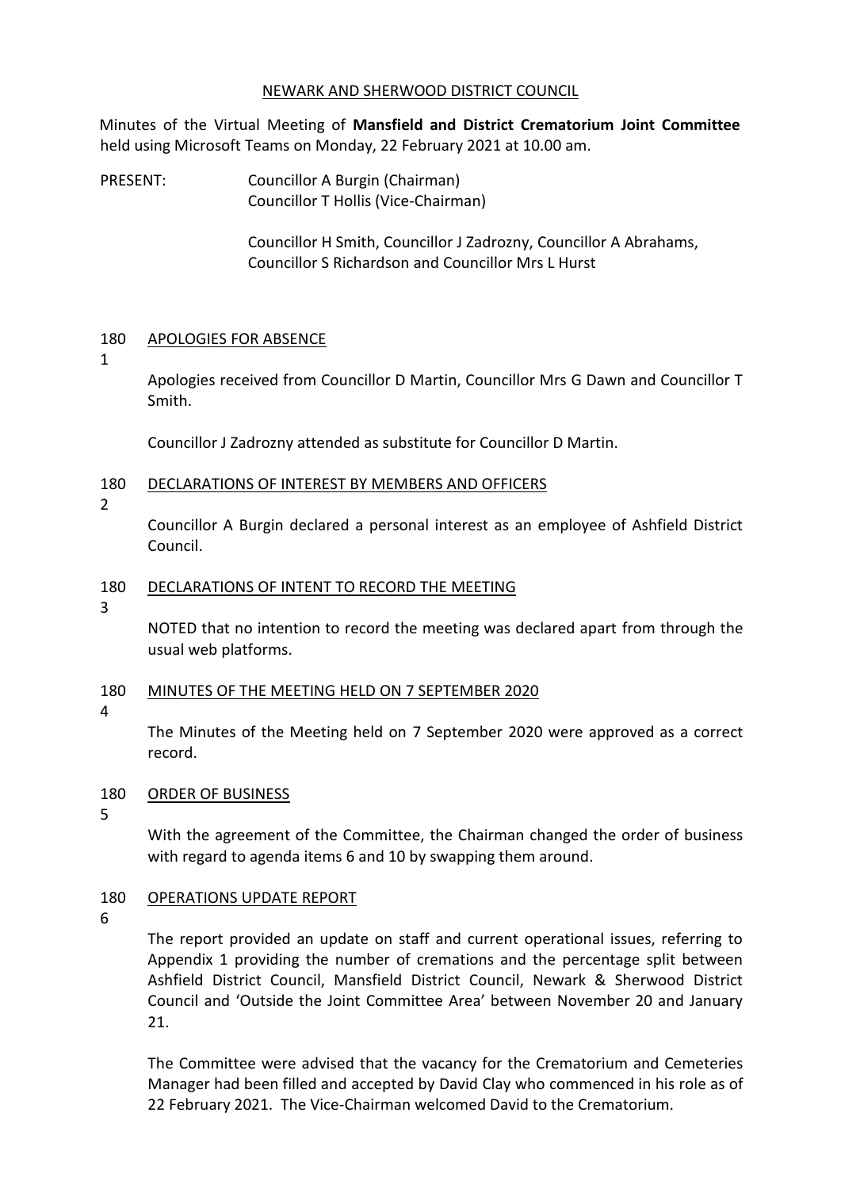NEWARK AND SHERWOOD DISTRICT COUNCIL

Minutes of the Virtual Meeting of **Mansfield and District Crematorium Joint Committee** held using Microsoft Teams on Monday, 22 February 2021 at 10.00 am.

PRESENT: Councillor A Burgin (Chairman)
Councillor T Hollis (Vice-Chairman)

Councillor H Smith, Councillor J Zadrozny, Councillor A Abrahams, Councillor S Richardson and Councillor Mrs L Hurst

## 1801 APOLOGIES FOR ABSENCE

Apologies received from Councillor D Martin, Councillor Mrs G Dawn and Councillor T Smith.

Councillor J Zadrozny attended as substitute for Councillor D Martin.

## 1802 DECLARATIONS OF INTEREST BY MEMBERS AND OFFICERS

Councillor A Burgin declared a personal interest as an employee of Ashfield District Council.

## 1803 DECLARATIONS OF INTENT TO RECORD THE MEETING

NOTED that no intention to record the meeting was declared apart from through the usual web platforms.

## 1804 MINUTES OF THE MEETING HELD ON 7 SEPTEMBER 2020

The Minutes of the Meeting held on 7 September 2020 were approved as a correct record.

## 1805 ORDER OF BUSINESS

With the agreement of the Committee, the Chairman changed the order of business with regard to agenda items 6 and 10 by swapping them around.

## 1806 OPERATIONS UPDATE REPORT

The report provided an update on staff and current operational issues, referring to Appendix 1 providing the number of cremations and the percentage split between Ashfield District Council, Mansfield District Council, Newark & Sherwood District Council and 'Outside the Joint Committee Area' between November 20 and January 21.

The Committee were advised that the vacancy for the Crematorium and Cemeteries Manager had been filled and accepted by David Clay who commenced in his role as of 22 February 2021. The Vice-Chairman welcomed David to the Crematorium.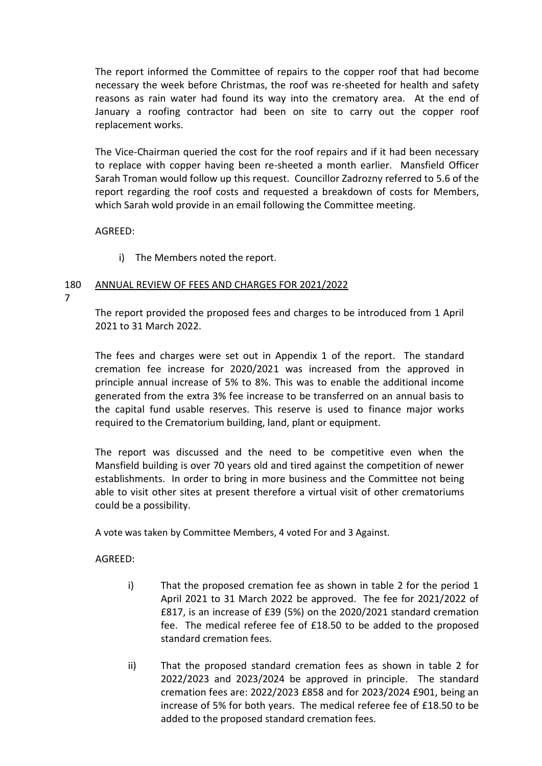The report informed the Committee of repairs to the copper roof that had become necessary the week before Christmas, the roof was re-sheeted for health and safety reasons as rain water had found its way into the crematory area. At the end of January a roofing contractor had been on site to carry out the copper roof replacement works.

The Vice-Chairman queried the cost for the roof repairs and if it had been necessary to replace with copper having been re-sheeted a month earlier. Mansfield Officer Sarah Troman would follow up this request. Councillor Zadrozny referred to 5.6 of the report regarding the roof costs and requested a breakdown of costs for Members, which Sarah wold provide in an email following the Committee meeting.

AGREED:

i) The Members noted the report.

1807 ANNUAL REVIEW OF FEES AND CHARGES FOR 2021/2022

The report provided the proposed fees and charges to be introduced from 1 April 2021 to 31 March 2022.

The fees and charges were set out in Appendix 1 of the report. The standard cremation fee increase for 2020/2021 was increased from the approved in principle annual increase of 5% to 8%. This was to enable the additional income generated from the extra 3% fee increase to be transferred on an annual basis to the capital fund usable reserves. This reserve is used to finance major works required to the Crematorium building, land, plant or equipment.

The report was discussed and the need to be competitive even when the Mansfield building is over 70 years old and tired against the competition of newer establishments. In order to bring in more business and the Committee not being able to visit other sites at present therefore a virtual visit of other crematoriums could be a possibility.

A vote was taken by Committee Members, 4 voted For and 3 Against.

AGREED:

i) That the proposed cremation fee as shown in table 2 for the period 1 April 2021 to 31 March 2022 be approved. The fee for 2021/2022 of £817, is an increase of £39 (5%) on the 2020/2021 standard cremation fee. The medical referee fee of £18.50 to be added to the proposed standard cremation fees.

ii) That the proposed standard cremation fees as shown in table 2 for 2022/2023 and 2023/2024 be approved in principle. The standard cremation fees are: 2022/2023 £858 and for 2023/2024 £901, being an increase of 5% for both years. The medical referee fee of £18.50 to be added to the proposed standard cremation fees.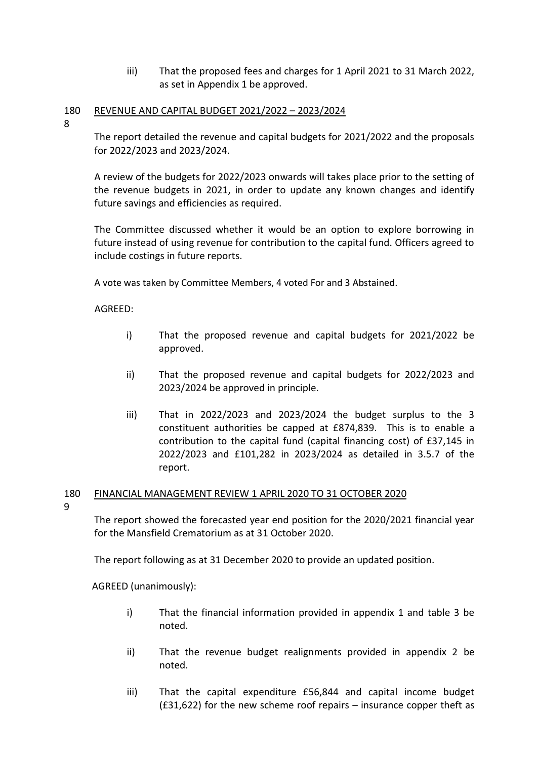iii) That the proposed fees and charges for 1 April 2021 to 31 March 2022, as set in Appendix 1 be approved.

## 1808 REVENUE AND CAPITAL BUDGET 2021/2022 – 2023/2024

The report detailed the revenue and capital budgets for 2021/2022 and the proposals for 2022/2023 and 2023/2024.

A review of the budgets for 2022/2023 onwards will takes place prior to the setting of the revenue budgets in 2021, in order to update any known changes and identify future savings and efficiencies as required.

The Committee discussed whether it would be an option to explore borrowing in future instead of using revenue for contribution to the capital fund. Officers agreed to include costings in future reports.

A vote was taken by Committee Members, 4 voted For and 3 Abstained.

AGREED:

i) That the proposed revenue and capital budgets for 2021/2022 be approved.

ii) That the proposed revenue and capital budgets for 2022/2023 and 2023/2024 be approved in principle.

iii) That in 2022/2023 and 2023/2024 the budget surplus to the 3 constituent authorities be capped at £874,839. This is to enable a contribution to the capital fund (capital financing cost) of £37,145 in 2022/2023 and £101,282 in 2023/2024 as detailed in 3.5.7 of the report.

## 1809 FINANCIAL MANAGEMENT REVIEW 1 APRIL 2020 TO 31 OCTOBER 2020

The report showed the forecasted year end position for the 2020/2021 financial year for the Mansfield Crematorium as at 31 October 2020.

The report following as at 31 December 2020 to provide an updated position.

AGREED (unanimously):

i) That the financial information provided in appendix 1 and table 3 be noted.

ii) That the revenue budget realignments provided in appendix 2 be noted.

iii) That the capital expenditure £56,844 and capital income budget (£31,622) for the new scheme roof repairs – insurance copper theft as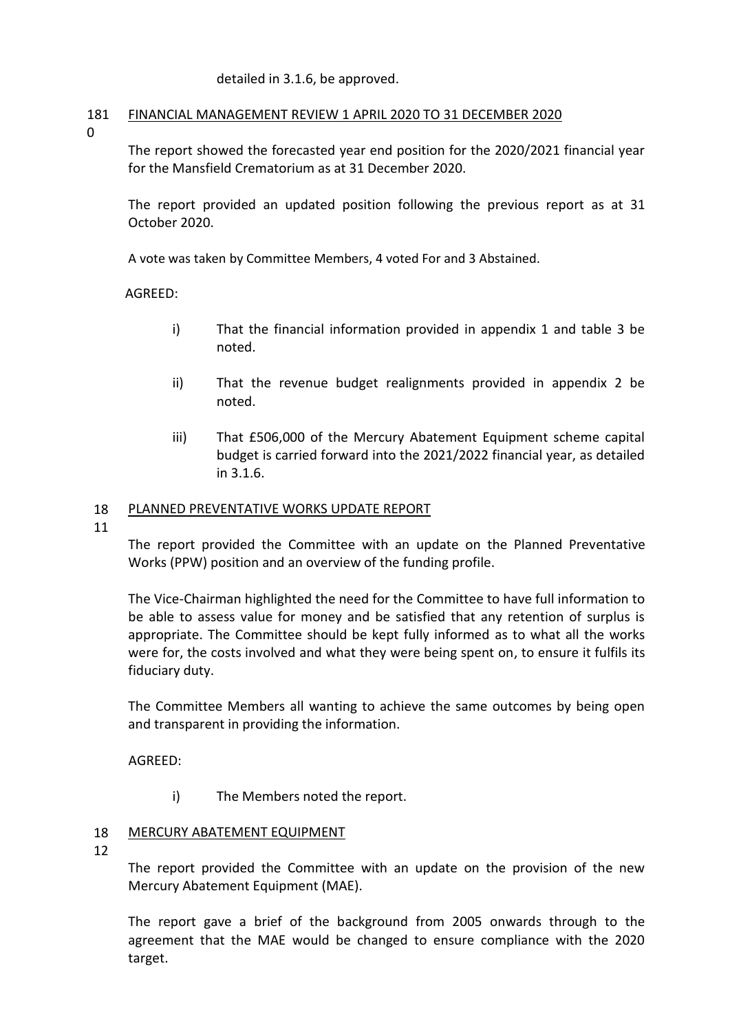detailed in 3.1.6, be approved.

## 1810 FINANCIAL MANAGEMENT REVIEW 1 APRIL 2020 TO 31 DECEMBER 2020

The report showed the forecasted year end position for the 2020/2021 financial year for the Mansfield Crematorium as at 31 December 2020.

The report provided an updated position following the previous report as at 31 October 2020.

A vote was taken by Committee Members, 4 voted For and 3 Abstained.

AGREED:

i) That the financial information provided in appendix 1 and table 3 be noted.

ii) That the revenue budget realignments provided in appendix 2 be noted.

iii) That £506,000 of the Mercury Abatement Equipment scheme capital budget is carried forward into the 2021/2022 financial year, as detailed in 3.1.6.

## 1811 PLANNED PREVENTATIVE WORKS UPDATE REPORT

The report provided the Committee with an update on the Planned Preventative Works (PPW) position and an overview of the funding profile.

The Vice-Chairman highlighted the need for the Committee to have full information to be able to assess value for money and be satisfied that any retention of surplus is appropriate. The Committee should be kept fully informed as to what all the works were for, the costs involved and what they were being spent on, to ensure it fulfils its fiduciary duty.

The Committee Members all wanting to achieve the same outcomes by being open and transparent in providing the information.

AGREED:

i) The Members noted the report.

## 1812 MERCURY ABATEMENT EQUIPMENT

The report provided the Committee with an update on the provision of the new Mercury Abatement Equipment (MAE).

The report gave a brief of the background from 2005 onwards through to the agreement that the MAE would be changed to ensure compliance with the 2020 target.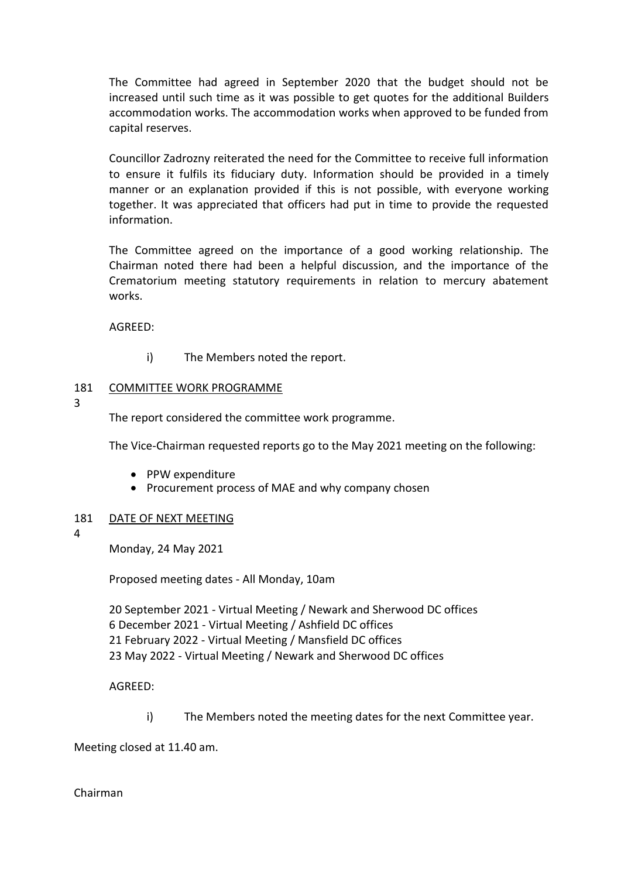The Committee had agreed in September 2020 that the budget should not be increased until such time as it was possible to get quotes for the additional Builders accommodation works. The accommodation works when approved to be funded from capital reserves.

Councillor Zadrozny reiterated the need for the Committee to receive full information to ensure it fulfils its fiduciary duty. Information should be provided in a timely manner or an explanation provided if this is not possible, with everyone working together. It was appreciated that officers had put in time to provide the requested information.

The Committee agreed on the importance of a good working relationship. The Chairman noted there had been a helpful discussion, and the importance of the Crematorium meeting statutory requirements in relation to mercury abatement works.

AGREED:

i) The Members noted the report.

## 1813 COMMITTEE WORK PROGRAMME

The report considered the committee work programme.

The Vice-Chairman requested reports go to the May 2021 meeting on the following:

- PPW expenditure
- Procurement process of MAE and why company chosen

## 1814 DATE OF NEXT MEETING

Monday, 24 May 2021

Proposed meeting dates - All Monday, 10am

20 September 2021 - Virtual Meeting / Newark and Sherwood DC offices
6 December 2021 - Virtual Meeting / Ashfield DC offices
21 February 2022 - Virtual Meeting / Mansfield DC offices
23 May 2022 - Virtual Meeting / Newark and Sherwood DC offices

AGREED:

i) The Members noted the meeting dates for the next Committee year.

Meeting closed at 11.40 am.

Chairman